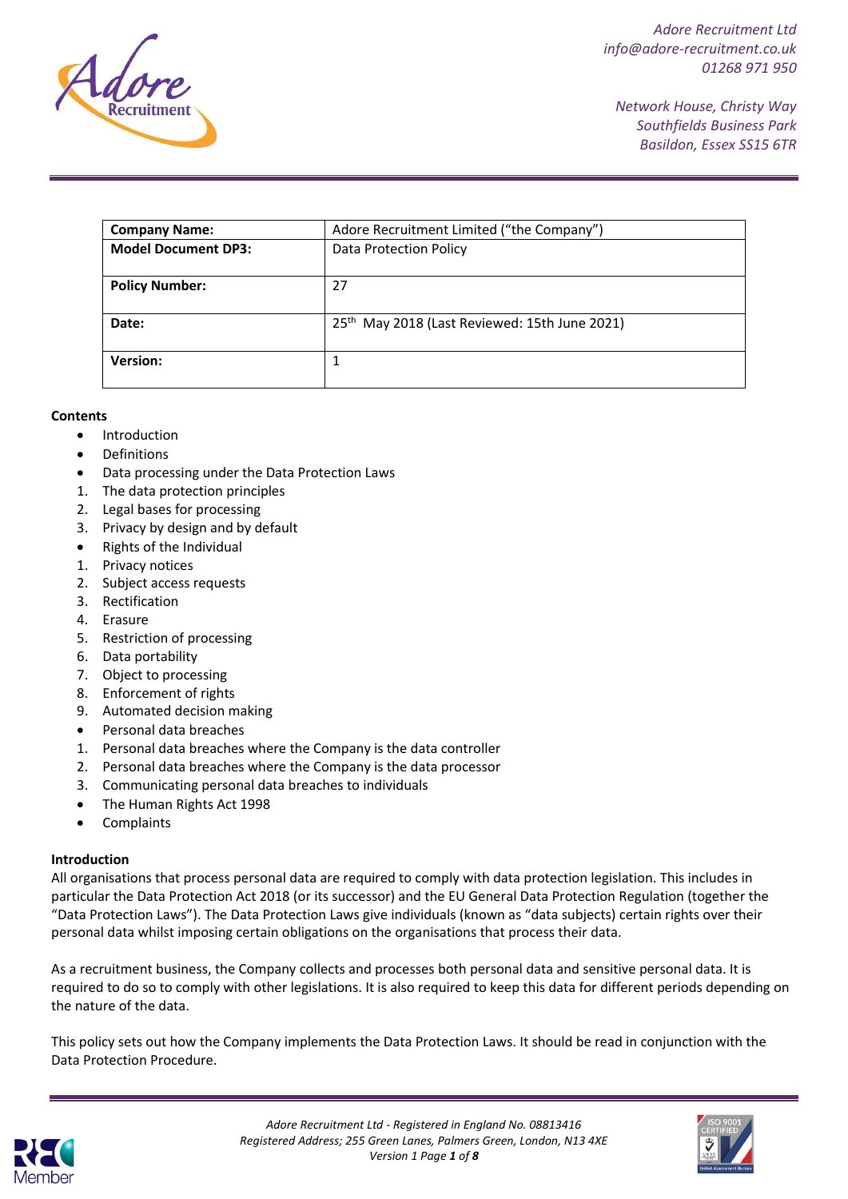Adore Recruitment Ltd
info@adore-recruitment.co.uk
01268 971 950

Network House, Christy Way
Southfields Business Park
Basildon, Essex SS15 6TR

| **Company Name:** | Adore Recruitment Limited ("the Company") |
|---|---|
| **Model Document DP3:** | Data Protection Policy |
| **Policy Number:** | 27 |
| **Date:** | 25th May 2018 (Last Reviewed: 15th June 2021) |
| **Version:** | 1 |

**Contents**

- Introduction
- Definitions
- Data processing under the Data Protection Laws
1. The data protection principles
2. Legal bases for processing
3. Privacy by design and by default
- Rights of the Individual
1. Privacy notices
2. Subject access requests
3. Rectification
4. Erasure
5. Restriction of processing
6. Data portability
7. Object to processing
8. Enforcement of rights
9. Automated decision making
- Personal data breaches
1. Personal data breaches where the Company is the data controller
2. Personal data breaches where the Company is the data processor
3. Communicating personal data breaches to individuals
- The Human Rights Act 1998
- Complaints

**Introduction**

All organisations that process personal data are required to comply with data protection legislation. This includes in particular the Data Protection Act 2018 (or its successor) and the EU General Data Protection Regulation (together the "Data Protection Laws"). The Data Protection Laws give individuals (known as "data subjects) certain rights over their personal data whilst imposing certain obligations on the organisations that process their data.

As a recruitment business, the Company collects and processes both personal data and sensitive personal data. It is required to do so to comply with other legislations. It is also required to keep this data for different periods depending on the nature of the data.

This policy sets out how the Company implements the Data Protection Laws. It should be read in conjunction with the Data Protection Procedure.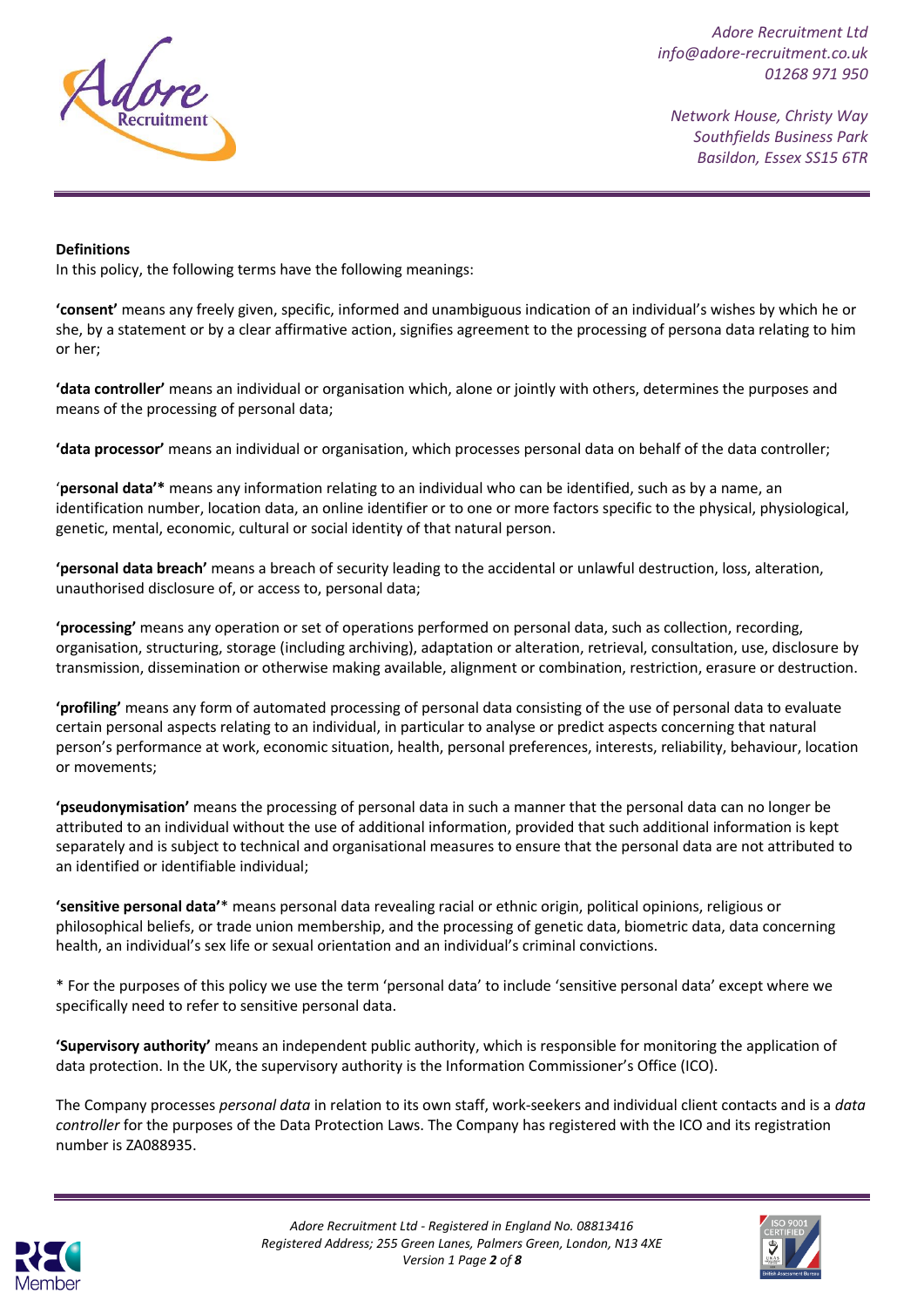**Definitions**

In this policy, the following terms have the following meanings:

**'consent'** means any freely given, specific, informed and unambiguous indication of an individual's wishes by which he or she, by a statement or by a clear affirmative action, signifies agreement to the processing of persona data relating to him or her;

**'data controller'** means an individual or organisation which, alone or jointly with others, determines the purposes and means of the processing of personal data;

**'data processor'** means an individual or organisation, which processes personal data on behalf of the data controller;

'**personal data'\*** means any information relating to an individual who can be identified, such as by a name, an identification number, location data, an online identifier or to one or more factors specific to the physical, physiological, genetic, mental, economic, cultural or social identity of that natural person.

**'personal data breach'** means a breach of security leading to the accidental or unlawful destruction, loss, alteration, unauthorised disclosure of, or access to, personal data;

**'processing'** means any operation or set of operations performed on personal data, such as collection, recording, organisation, structuring, storage (including archiving), adaptation or alteration, retrieval, consultation, use, disclosure by transmission, dissemination or otherwise making available, alignment or combination, restriction, erasure or destruction.

**'profiling'** means any form of automated processing of personal data consisting of the use of personal data to evaluate certain personal aspects relating to an individual, in particular to analyse or predict aspects concerning that natural person's performance at work, economic situation, health, personal preferences, interests, reliability, behaviour, location or movements;

**'pseudonymisation'** means the processing of personal data in such a manner that the personal data can no longer be attributed to an individual without the use of additional information, provided that such additional information is kept separately and is subject to technical and organisational measures to ensure that the personal data are not attributed to an identified or identifiable individual;

**'sensitive personal data'**\* means personal data revealing racial or ethnic origin, political opinions, religious or philosophical beliefs, or trade union membership, and the processing of genetic data, biometric data, data concerning health, an individual's sex life or sexual orientation and an individual's criminal convictions.

\* For the purposes of this policy we use the term 'personal data' to include 'sensitive personal data' except where we specifically need to refer to sensitive personal data.

**'Supervisory authority'** means an independent public authority, which is responsible for monitoring the application of data protection. In the UK, the supervisory authority is the Information Commissioner's Office (ICO).

The Company processes *personal data* in relation to its own staff, work-seekers and individual client contacts and is a *data controller* for the purposes of the Data Protection Laws. The Company has registered with the ICO and its registration number is ZA088935.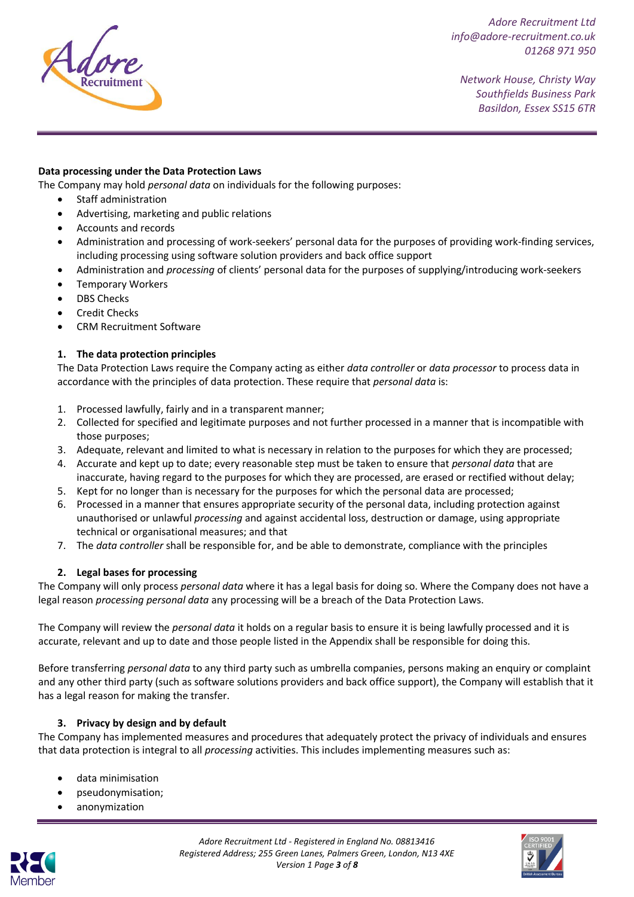**Data processing under the Data Protection Laws**

The Company may hold *personal data* on individuals for the following purposes:

- Staff administration
- Advertising, marketing and public relations
- Accounts and records
- Administration and processing of work-seekers' personal data for the purposes of providing work-finding services, including processing using software solution providers and back office support
- Administration and *processing* of clients' personal data for the purposes of supplying/introducing work-seekers
- Temporary Workers
- DBS Checks
- Credit Checks
- CRM Recruitment Software

## 1. The data protection principles

The Data Protection Laws require the Company acting as either *data controller* or *data processor* to process data in accordance with the principles of data protection. These require that *personal data* is:

1. Processed lawfully, fairly and in a transparent manner;
2. Collected for specified and legitimate purposes and not further processed in a manner that is incompatible with those purposes;
3. Adequate, relevant and limited to what is necessary in relation to the purposes for which they are processed;
4. Accurate and kept up to date; every reasonable step must be taken to ensure that *personal data* that are inaccurate, having regard to the purposes for which they are processed, are erased or rectified without delay;
5. Kept for no longer than is necessary for the purposes for which the personal data are processed;
6. Processed in a manner that ensures appropriate security of the personal data, including protection against unauthorised or unlawful *processing* and against accidental loss, destruction or damage, using appropriate technical or organisational measures; and that
7. The *data controller* shall be responsible for, and be able to demonstrate, compliance with the principles

## 2. Legal bases for processing

The Company will only process *personal data* where it has a legal basis for doing so. Where the Company does not have a legal reason *processing personal data* any processing will be a breach of the Data Protection Laws.

The Company will review the *personal data* it holds on a regular basis to ensure it is being lawfully processed and it is accurate, relevant and up to date and those people listed in the Appendix shall be responsible for doing this.

Before transferring *personal data* to any third party such as umbrella companies, persons making an enquiry or complaint and any other third party (such as software solutions providers and back office support), the Company will establish that it has a legal reason for making the transfer.

## 3. Privacy by design and by default

The Company has implemented measures and procedures that adequately protect the privacy of individuals and ensures that data protection is integral to all *processing* activities. This includes implementing measures such as:

- data minimisation
- pseudonymisation;
- anonymization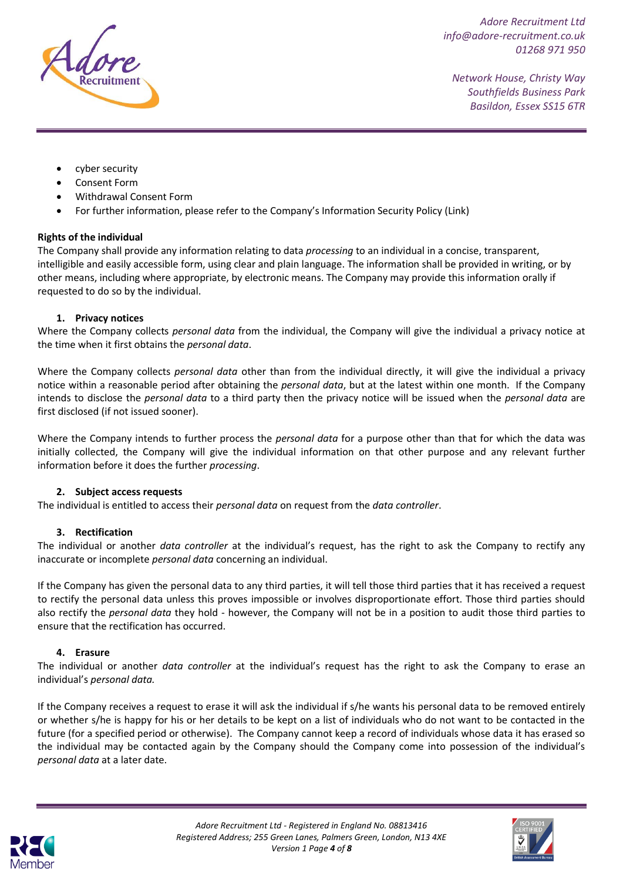- cyber security
- Consent Form
- Withdrawal Consent Form
- For further information, please refer to the Company's Information Security Policy (Link)

**Rights of the individual**

The Company shall provide any information relating to data *processing* to an individual in a concise, transparent, intelligible and easily accessible form, using clear and plain language. The information shall be provided in writing, or by other means, including where appropriate, by electronic means. The Company may provide this information orally if requested to do so by the individual.

**1. Privacy notices**

Where the Company collects *personal data* from the individual, the Company will give the individual a privacy notice at the time when it first obtains the *personal data*.

Where the Company collects *personal data* other than from the individual directly, it will give the individual a privacy notice within a reasonable period after obtaining the *personal data*, but at the latest within one month. If the Company intends to disclose the *personal data* to a third party then the privacy notice will be issued when the *personal data* are first disclosed (if not issued sooner).

Where the Company intends to further process the *personal data* for a purpose other than that for which the data was initially collected, the Company will give the individual information on that other purpose and any relevant further information before it does the further *processing*.

**2. Subject access requests**

The individual is entitled to access their *personal data* on request from the *data controller*.

**3. Rectification**

The individual or another *data controller* at the individual's request, has the right to ask the Company to rectify any inaccurate or incomplete *personal data* concerning an individual.

If the Company has given the personal data to any third parties, it will tell those third parties that it has received a request to rectify the personal data unless this proves impossible or involves disproportionate effort. Those third parties should also rectify the *personal data* they hold - however, the Company will not be in a position to audit those third parties to ensure that the rectification has occurred.

**4. Erasure**

The individual or another *data controller* at the individual's request has the right to ask the Company to erase an individual's *personal data.*

If the Company receives a request to erase it will ask the individual if s/he wants his personal data to be removed entirely or whether s/he is happy for his or her details to be kept on a list of individuals who do not want to be contacted in the future (for a specified period or otherwise). The Company cannot keep a record of individuals whose data it has erased so the individual may be contacted again by the Company should the Company come into possession of the individual's *personal data* at a later date.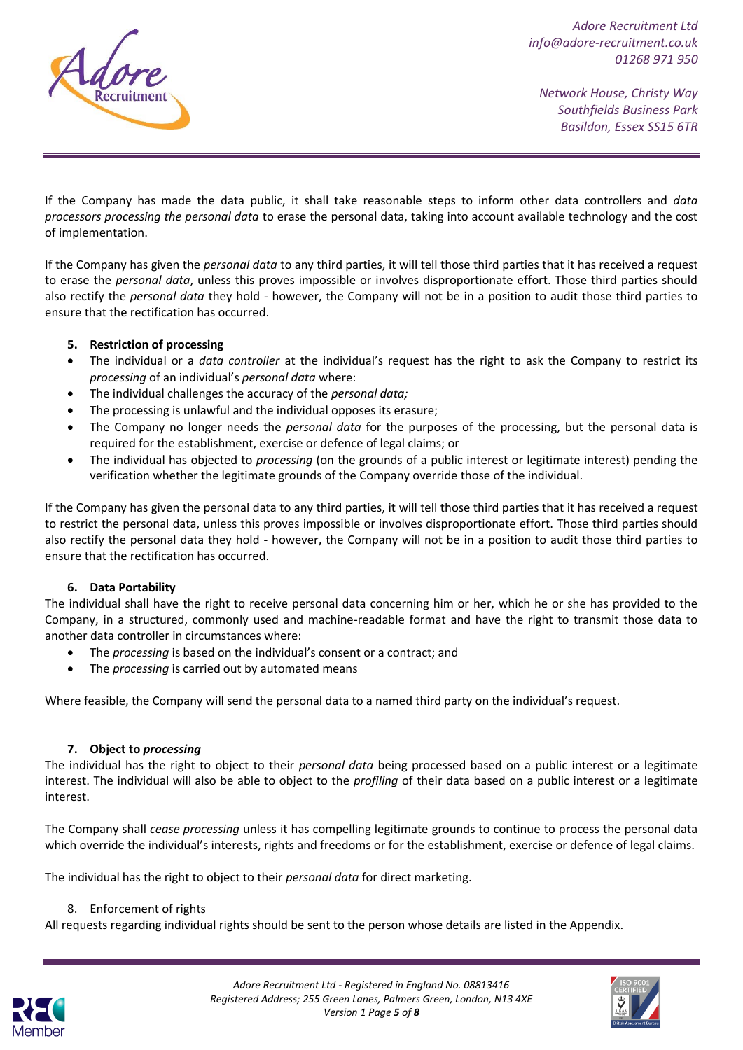If the Company has made the data public, it shall take reasonable steps to inform other data controllers and *data processors processing the personal data* to erase the personal data, taking into account available technology and the cost of implementation.

If the Company has given the *personal data* to any third parties, it will tell those third parties that it has received a request to erase the *personal data*, unless this proves impossible or involves disproportionate effort. Those third parties should also rectify the *personal data* they hold - however, the Company will not be in a position to audit those third parties to ensure that the rectification has occurred.

**5. Restriction of processing**

- The individual or a *data controller* at the individual's request has the right to ask the Company to restrict its *processing* of an individual's *personal data* where:
- The individual challenges the accuracy of the *personal data;*
- The processing is unlawful and the individual opposes its erasure;
- The Company no longer needs the *personal data* for the purposes of the processing, but the personal data is required for the establishment, exercise or defence of legal claims; or
- The individual has objected to *processing* (on the grounds of a public interest or legitimate interest) pending the verification whether the legitimate grounds of the Company override those of the individual.

If the Company has given the personal data to any third parties, it will tell those third parties that it has received a request to restrict the personal data, unless this proves impossible or involves disproportionate effort. Those third parties should also rectify the personal data they hold - however, the Company will not be in a position to audit those third parties to ensure that the rectification has occurred.

**6. Data Portability**

The individual shall have the right to receive personal data concerning him or her, which he or she has provided to the Company, in a structured, commonly used and machine-readable format and have the right to transmit those data to another data controller in circumstances where:

- The *processing* is based on the individual's consent or a contract; and
- The *processing* is carried out by automated means

Where feasible, the Company will send the personal data to a named third party on the individual's request.

**7. Object to *processing***

The individual has the right to object to their *personal data* being processed based on a public interest or a legitimate interest. The individual will also be able to object to the *profiling* of their data based on a public interest or a legitimate interest.

The Company shall *cease processing* unless it has compelling legitimate grounds to continue to process the personal data which override the individual's interests, rights and freedoms or for the establishment, exercise or defence of legal claims.

The individual has the right to object to their *personal data* for direct marketing.

8. Enforcement of rights

All requests regarding individual rights should be sent to the person whose details are listed in the Appendix.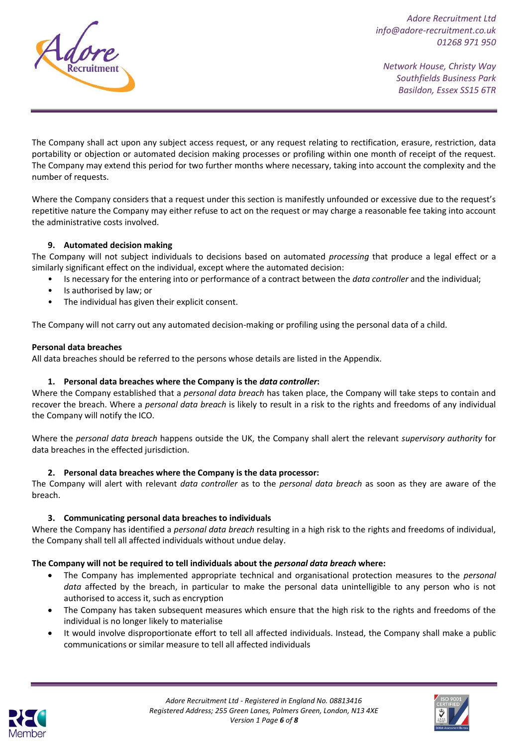The Company shall act upon any subject access request, or any request relating to rectification, erasure, restriction, data portability or objection or automated decision making processes or profiling within one month of receipt of the request. The Company may extend this period for two further months where necessary, taking into account the complexity and the number of requests.

Where the Company considers that a request under this section is manifestly unfounded or excessive due to the request's repetitive nature the Company may either refuse to act on the request or may charge a reasonable fee taking into account the administrative costs involved.

**9. Automated decision making**

The Company will not subject individuals to decisions based on automated *processing* that produce a legal effect or a similarly significant effect on the individual, except where the automated decision:

- Is necessary for the entering into or performance of a contract between the *data controller* and the individual;
- Is authorised by law; or
- The individual has given their explicit consent.

The Company will not carry out any automated decision-making or profiling using the personal data of a child.

**Personal data breaches**

All data breaches should be referred to the persons whose details are listed in the Appendix.

**1. Personal data breaches where the Company is the *data controller*:**

Where the Company established that a *personal data breach* has taken place, the Company will take steps to contain and recover the breach. Where a *personal data breach* is likely to result in a risk to the rights and freedoms of any individual the Company will notify the ICO.

Where the *personal data breach* happens outside the UK, the Company shall alert the relevant *supervisory authority* for data breaches in the effected jurisdiction.

**2. Personal data breaches where the Company is the data processor:**

The Company will alert with relevant *data controller* as to the *personal data breach* as soon as they are aware of the breach.

**3. Communicating personal data breaches to individuals**

Where the Company has identified a *personal data breach* resulting in a high risk to the rights and freedoms of individual, the Company shall tell all affected individuals without undue delay.

**The Company will not be required to tell individuals about the *personal data breach* where:**

- The Company has implemented appropriate technical and organisational protection measures to the *personal data* affected by the breach, in particular to make the personal data unintelligible to any person who is not authorised to access it, such as encryption
- The Company has taken subsequent measures which ensure that the high risk to the rights and freedoms of the individual is no longer likely to materialise
- It would involve disproportionate effort to tell all affected individuals. Instead, the Company shall make a public communications or similar measure to tell all affected individuals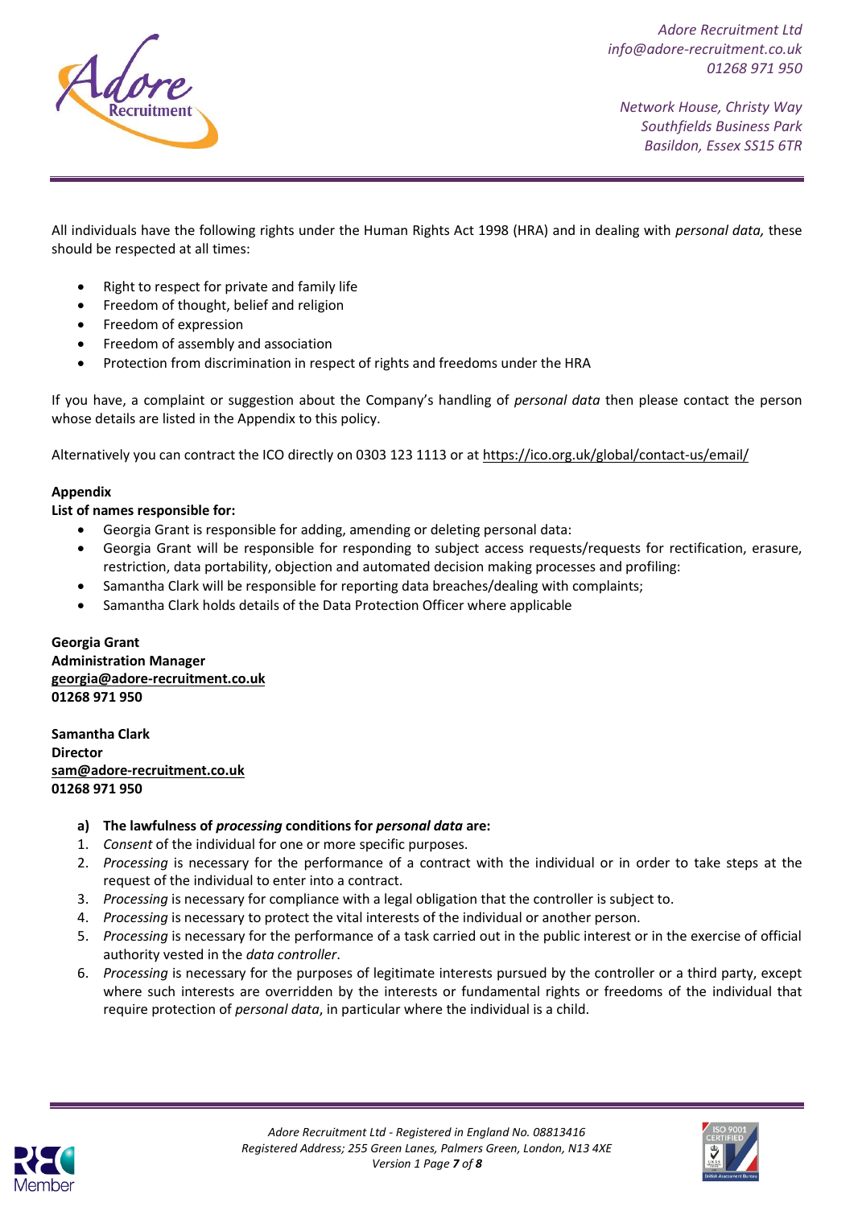All individuals have the following rights under the Human Rights Act 1998 (HRA) and in dealing with *personal data,* these should be respected at all times:

- Right to respect for private and family life
- Freedom of thought, belief and religion
- Freedom of expression
- Freedom of assembly and association
- Protection from discrimination in respect of rights and freedoms under the HRA

If you have, a complaint or suggestion about the Company's handling of *personal data* then please contact the person whose details are listed in the Appendix to this policy.

Alternatively you can contract the ICO directly on 0303 123 1113 or at https://ico.org.uk/global/contact-us/email/

**Appendix**

**List of names responsible for:**

- Georgia Grant is responsible for adding, amending or deleting personal data:
- Georgia Grant will be responsible for responding to subject access requests/requests for rectification, erasure, restriction, data portability, objection and automated decision making processes and profiling:
- Samantha Clark will be responsible for reporting data breaches/dealing with complaints;
- Samantha Clark holds details of the Data Protection Officer where applicable

**Georgia Grant**
**Administration Manager**
**georgia@adore-recruitment.co.uk**
**01268 971 950**

**Samantha Clark**
**Director**
**sam@adore-recruitment.co.uk**
**01268 971 950**

**a) The lawfulness of *processing* conditions for *personal data* are:**

1. *Consent* of the individual for one or more specific purposes.
2. *Processing* is necessary for the performance of a contract with the individual or in order to take steps at the request of the individual to enter into a contract.
3. *Processing* is necessary for compliance with a legal obligation that the controller is subject to.
4. *Processing* is necessary to protect the vital interests of the individual or another person.
5. *Processing* is necessary for the performance of a task carried out in the public interest or in the exercise of official authority vested in the *data controller*.
6. *Processing* is necessary for the purposes of legitimate interests pursued by the controller or a third party, except where such interests are overridden by the interests or fundamental rights or freedoms of the individual that require protection of *personal data*, in particular where the individual is a child.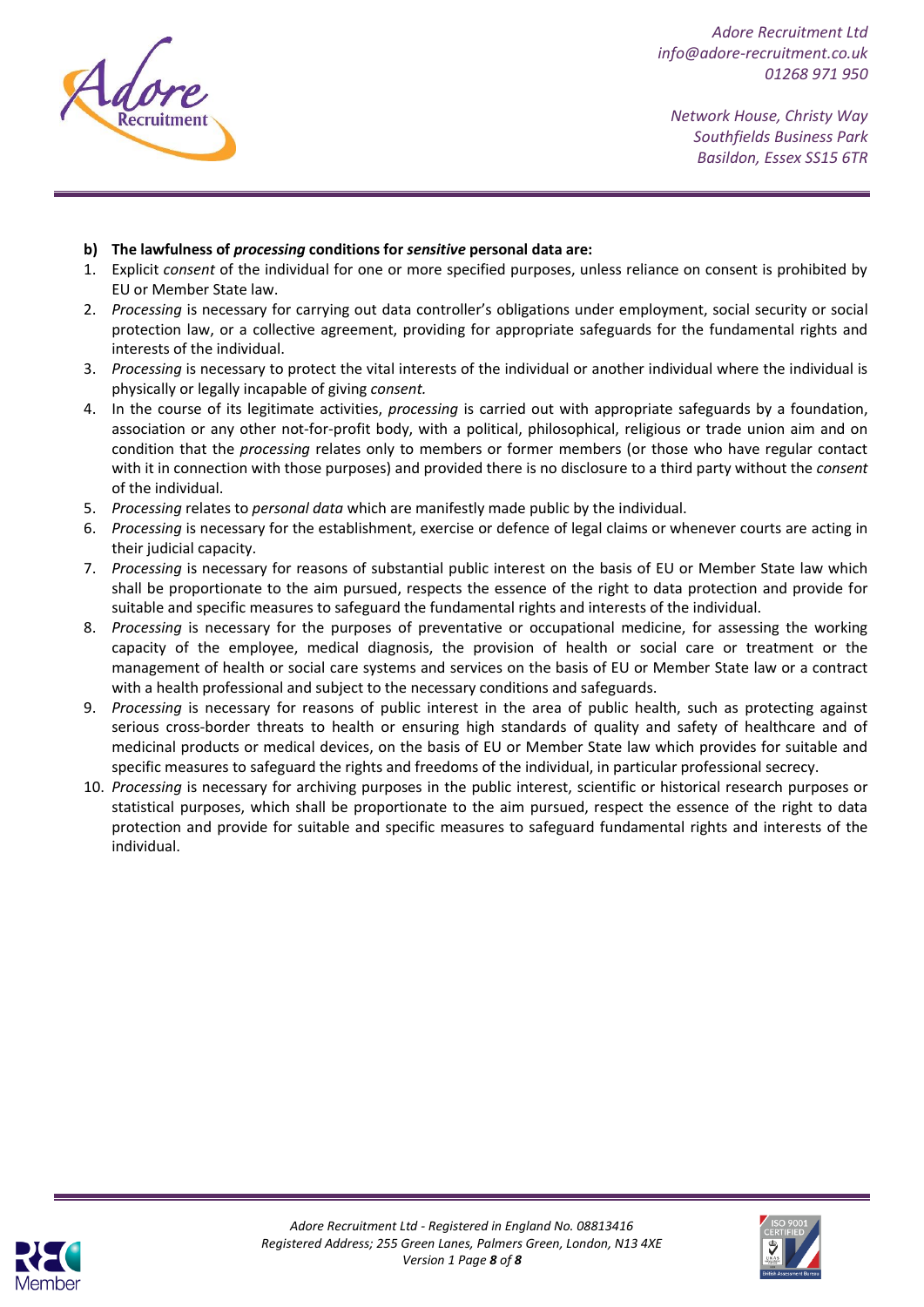**b) The lawfulness of *processing* conditions for *sensitive* personal data are:**

1. Explicit *consent* of the individual for one or more specified purposes, unless reliance on consent is prohibited by EU or Member State law.
2. *Processing* is necessary for carrying out data controller's obligations under employment, social security or social protection law, or a collective agreement, providing for appropriate safeguards for the fundamental rights and interests of the individual.
3. *Processing* is necessary to protect the vital interests of the individual or another individual where the individual is physically or legally incapable of giving *consent.*
4. In the course of its legitimate activities, *processing* is carried out with appropriate safeguards by a foundation, association or any other not-for-profit body, with a political, philosophical, religious or trade union aim and on condition that the *processing* relates only to members or former members (or those who have regular contact with it in connection with those purposes) and provided there is no disclosure to a third party without the *consent* of the individual.
5. *Processing* relates to *personal data* which are manifestly made public by the individual.
6. *Processing* is necessary for the establishment, exercise or defence of legal claims or whenever courts are acting in their judicial capacity.
7. *Processing* is necessary for reasons of substantial public interest on the basis of EU or Member State law which shall be proportionate to the aim pursued, respects the essence of the right to data protection and provide for suitable and specific measures to safeguard the fundamental rights and interests of the individual.
8. *Processing* is necessary for the purposes of preventative or occupational medicine, for assessing the working capacity of the employee, medical diagnosis, the provision of health or social care or treatment or the management of health or social care systems and services on the basis of EU or Member State law or a contract with a health professional and subject to the necessary conditions and safeguards.
9. *Processing* is necessary for reasons of public interest in the area of public health, such as protecting against serious cross-border threats to health or ensuring high standards of quality and safety of healthcare and of medicinal products or medical devices, on the basis of EU or Member State law which provides for suitable and specific measures to safeguard the rights and freedoms of the individual, in particular professional secrecy.
10. *Processing* is necessary for archiving purposes in the public interest, scientific or historical research purposes or statistical purposes, which shall be proportionate to the aim pursued, respect the essence of the right to data protection and provide for suitable and specific measures to safeguard fundamental rights and interests of the individual.